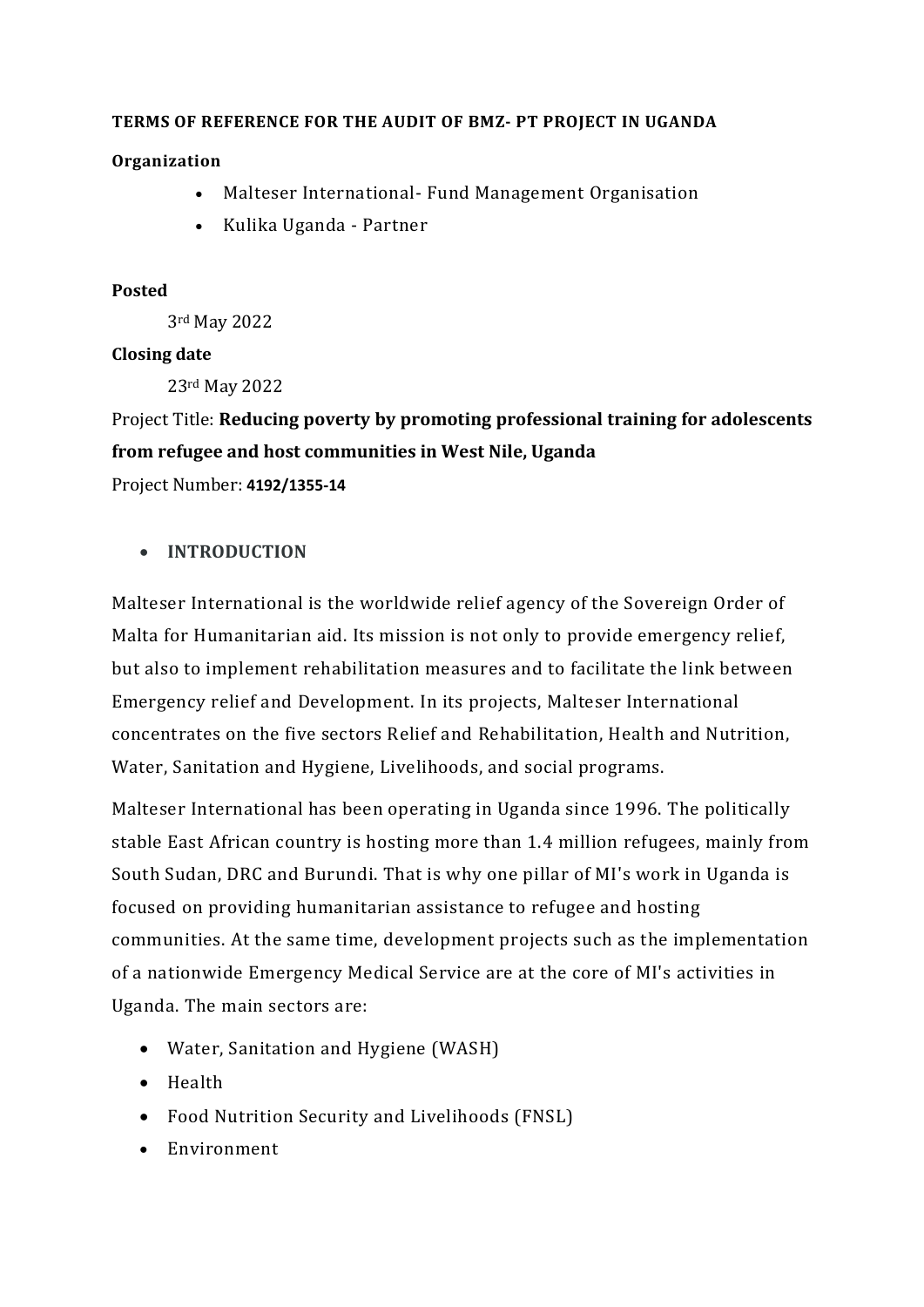**TERMS OF REFERENCE FOR THE AUDIT OF BMZ- PT PROJECT IN UGANDA**

**Organization**

- Malteser International- Fund Management Organisation
- Kulika Uganda - Partner

**Posted**

3rd May 2022

**Closing date**

23rd May 2022

Project Title: **Reducing poverty by promoting professional training for adolescents from refugee and host communities in West Nile, Uganda**

Project Number: **4192/1355-14**

- **INTRODUCTION**

Malteser International is the worldwide relief agency of the Sovereign Order of Malta for Humanitarian aid. Its mission is not only to provide emergency relief, but also to implement rehabilitation measures and to facilitate the link between Emergency relief and Development. In its projects, Malteser International concentrates on the five sectors Relief and Rehabilitation, Health and Nutrition, Water, Sanitation and Hygiene, Livelihoods, and social programs.

Malteser International has been operating in Uganda since 1996. The politically stable East African country is hosting more than 1.4 million refugees, mainly from South Sudan, DRC and Burundi. That is why one pillar of MI's work in Uganda is focused on providing humanitarian assistance to refugee and hosting communities. At the same time, development projects such as the implementation of a nationwide Emergency Medical Service are at the core of MI's activities in Uganda. The main sectors are:

- Water, Sanitation and Hygiene (WASH)
- Health
- Food Nutrition Security and Livelihoods (FNSL)
- Environment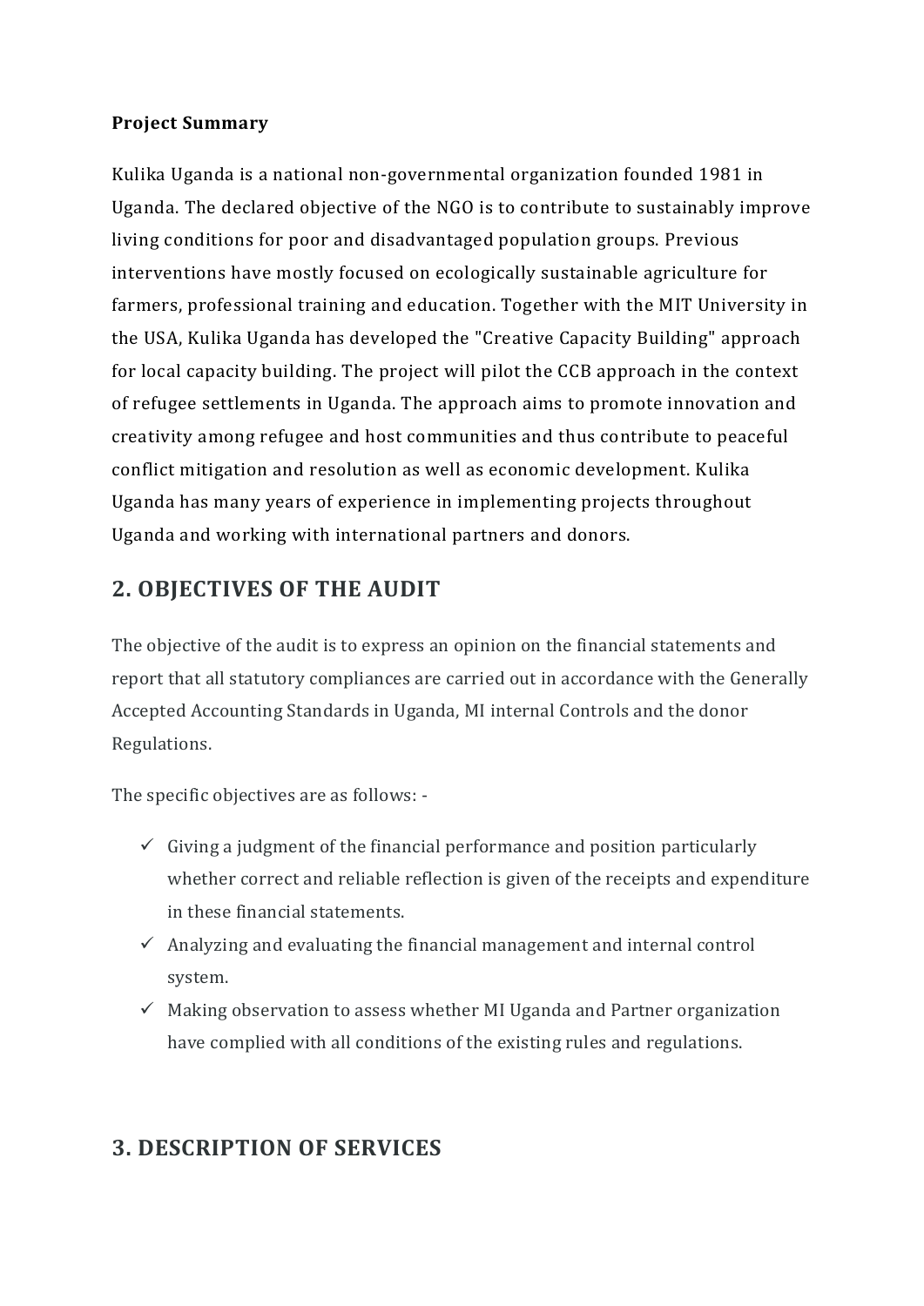**Project Summary**

Kulika Uganda is a national non-governmental organization founded 1981 in Uganda. The declared objective of the NGO is to contribute to sustainably improve living conditions for poor and disadvantaged population groups. Previous interventions have mostly focused on ecologically sustainable agriculture for farmers, professional training and education. Together with the MIT University in the USA, Kulika Uganda has developed the "Creative Capacity Building" approach for local capacity building. The project will pilot the CCB approach in the context of refugee settlements in Uganda. The approach aims to promote innovation and creativity among refugee and host communities and thus contribute to peaceful conflict mitigation and resolution as well as economic development. Kulika Uganda has many years of experience in implementing projects throughout Uganda and working with international partners and donors.

## 2. OBJECTIVES OF THE AUDIT

The objective of the audit is to express an opinion on the financial statements and report that all statutory compliances are carried out in accordance with the Generally Accepted Accounting Standards in Uganda, MI internal Controls and the donor Regulations.

The specific objectives are as follows: -

- ✓ Giving a judgment of the financial performance and position particularly whether correct and reliable reflection is given of the receipts and expenditure in these financial statements.
- ✓ Analyzing and evaluating the financial management and internal control system.
- ✓ Making observation to assess whether MI Uganda and Partner organization have complied with all conditions of the existing rules and regulations.

## 3. DESCRIPTION OF SERVICES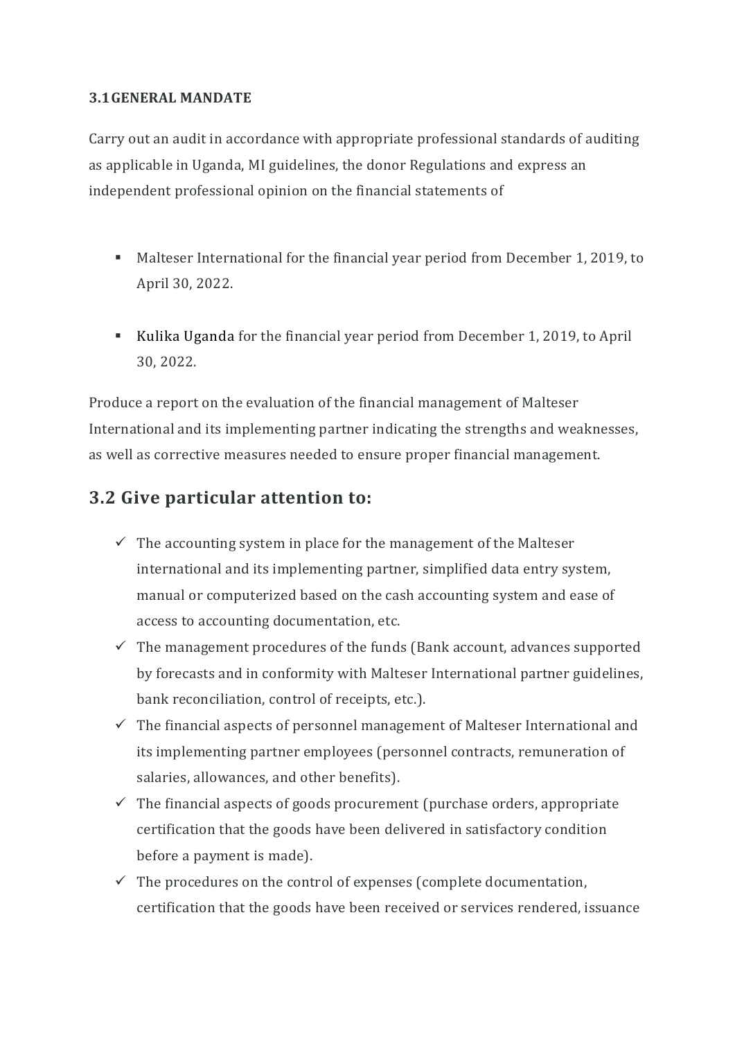**3.1 GENERAL MANDATE**

Carry out an audit in accordance with appropriate professional standards of auditing as applicable in Uganda, MI guidelines, the donor Regulations and express an independent professional opinion on the financial statements of

- Malteser International for the financial year period from December 1, 2019, to April 30, 2022.
- Kulika Uganda for the financial year period from December 1, 2019, to April 30, 2022.

Produce a report on the evaluation of the financial management of Malteser International and its implementing partner indicating the strengths and weaknesses, as well as corrective measures needed to ensure proper financial management.

## 3.2 Give particular attention to:

- ✓ The accounting system in place for the management of the Malteser international and its implementing partner, simplified data entry system, manual or computerized based on the cash accounting system and ease of access to accounting documentation, etc.
- ✓ The management procedures of the funds (Bank account, advances supported by forecasts and in conformity with Malteser International partner guidelines, bank reconciliation, control of receipts, etc.).
- ✓ The financial aspects of personnel management of Malteser International and its implementing partner employees (personnel contracts, remuneration of salaries, allowances, and other benefits).
- ✓ The financial aspects of goods procurement (purchase orders, appropriate certification that the goods have been delivered in satisfactory condition before a payment is made).
- ✓ The procedures on the control of expenses (complete documentation, certification that the goods have been received or services rendered, issuance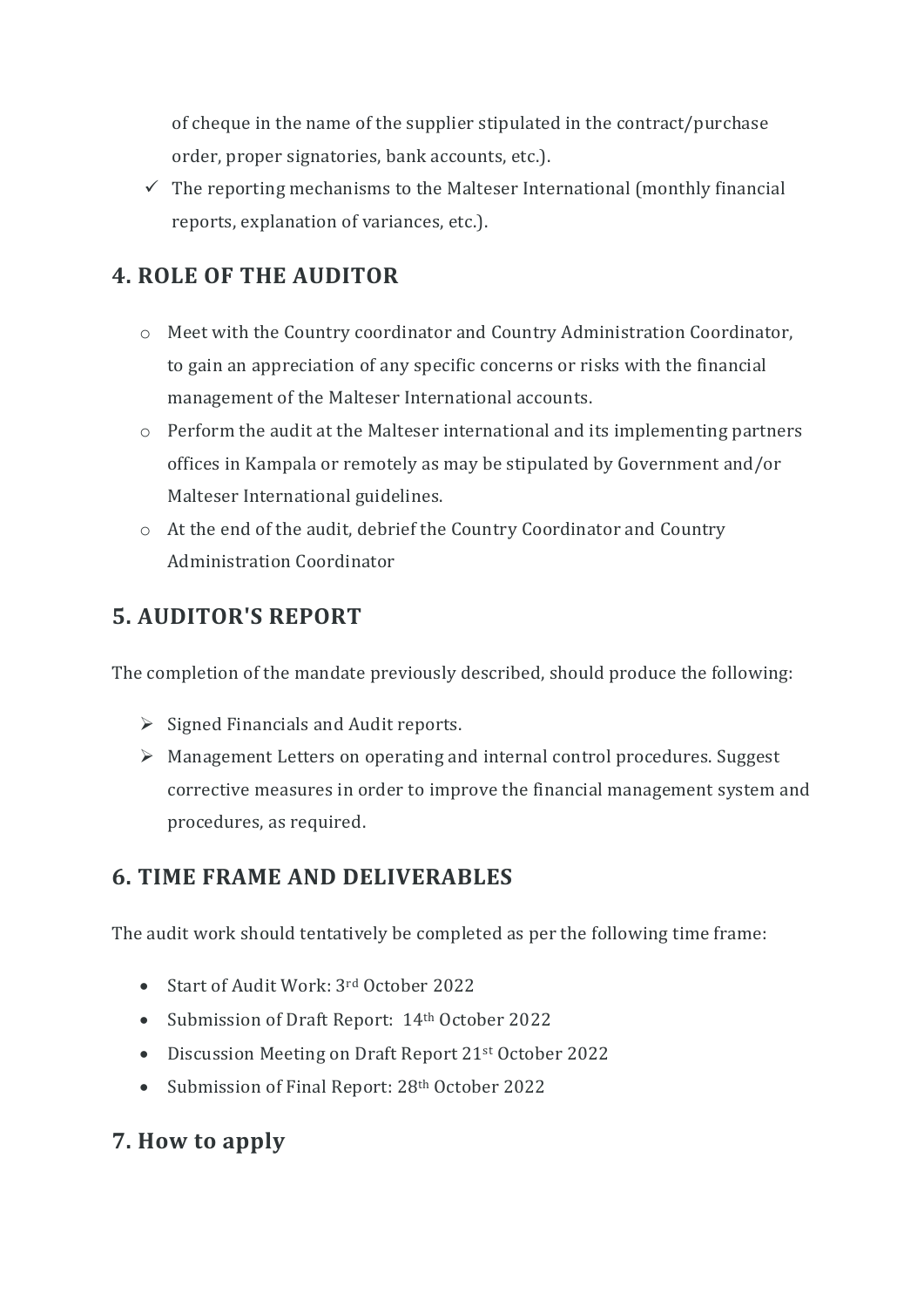of cheque in the name of the supplier stipulated in the contract/purchase order, proper signatories, bank accounts, etc.).

- ✓ The reporting mechanisms to the Malteser International (monthly financial reports, explanation of variances, etc.).

## 4. ROLE OF THE AUDITOR

- Meet with the Country coordinator and Country Administration Coordinator, to gain an appreciation of any specific concerns or risks with the financial management of the Malteser International accounts.
- Perform the audit at the Malteser international and its implementing partners offices in Kampala or remotely as may be stipulated by Government and/or Malteser International guidelines.
- At the end of the audit, debrief the Country Coordinator and Country Administration Coordinator

## 5. AUDITOR'S REPORT

The completion of the mandate previously described, should produce the following:

- Signed Financials and Audit reports.
- Management Letters on operating and internal control procedures. Suggest corrective measures in order to improve the financial management system and procedures, as required.

## 6. TIME FRAME AND DELIVERABLES

The audit work should tentatively be completed as per the following time frame:

- Start of Audit Work: 3rd October 2022
- Submission of Draft Report: 14th October 2022
- Discussion Meeting on Draft Report 21st October 2022
- Submission of Final Report: 28th October 2022

## 7. How to apply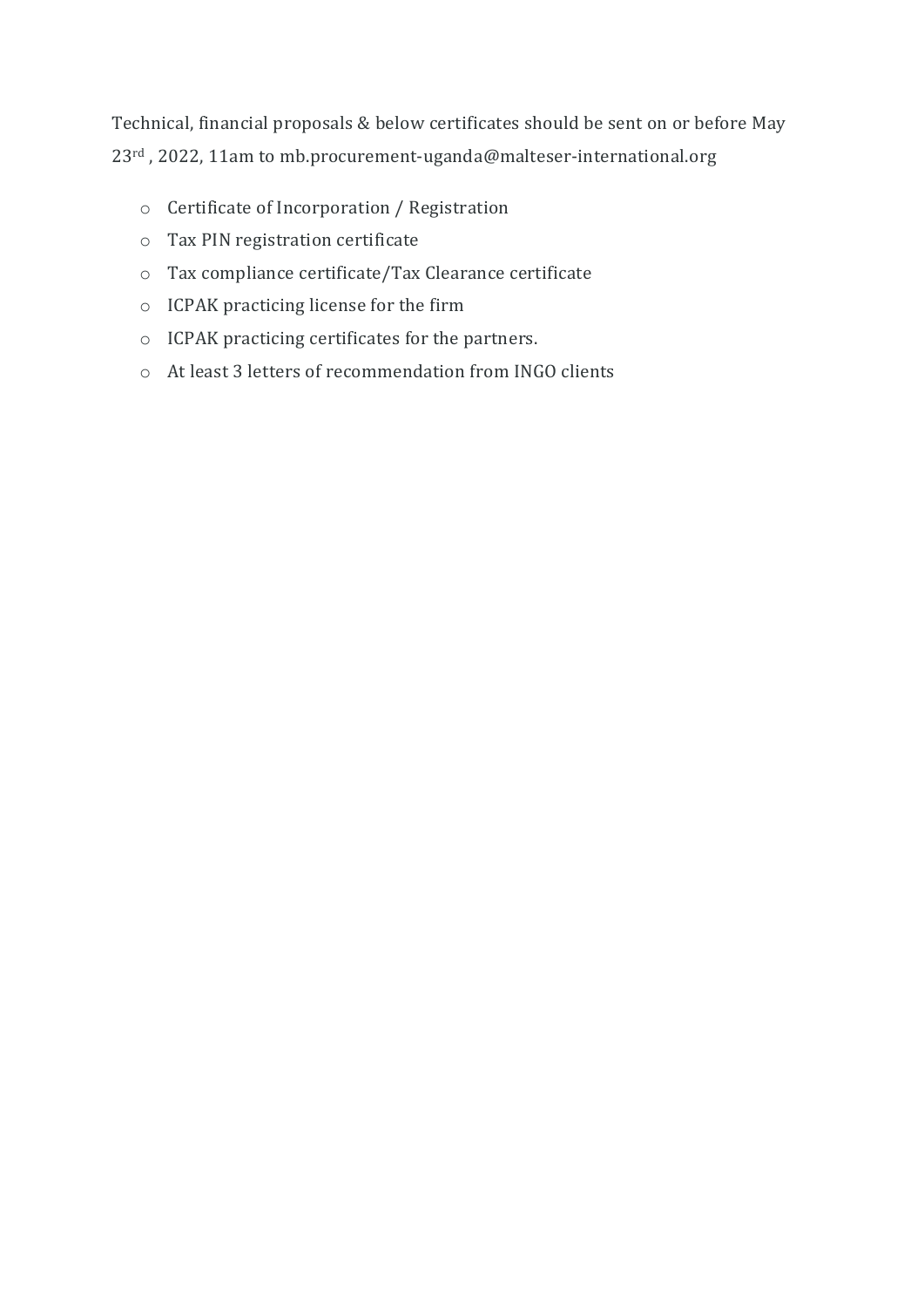Technical, financial proposals & below certificates should be sent on or before May 23rd, 2022, 11am to mb.procurement-uganda@malteser-international.org

- Certificate of Incorporation / Registration
- Tax PIN registration certificate
- Tax compliance certificate/Tax Clearance certificate
- ICPAK practicing license for the firm
- ICPAK practicing certificates for the partners.
- At least 3 letters of recommendation from INGO clients